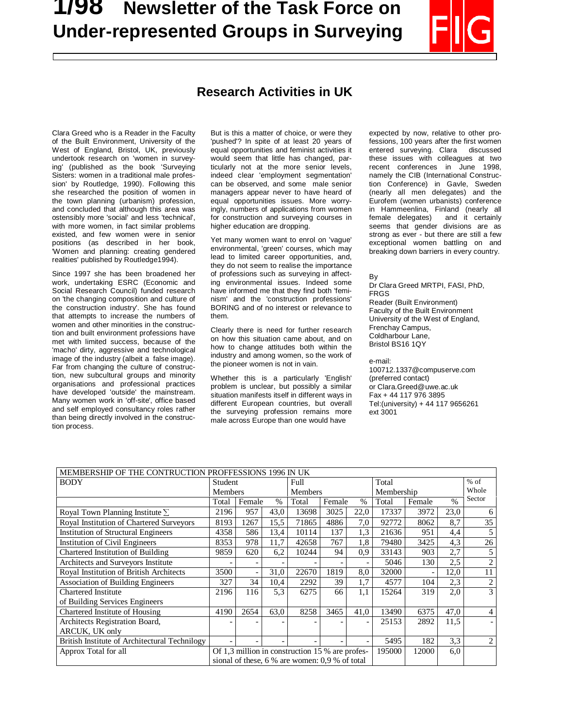# 1/98 Newsletter of the Task Force on Under-represented Groups in Surveying

## Research Activities in UK

Clara Greed who is a Reader in the Faculty of the Built Environment, University of the West of England, Bristol, UK, previously undertook research on 'women in surveying' (published as the book 'Surveying Sisters: women in a traditional male profession' by Routledge, 1990). Following this she researched the position of women in the town planning (urbanism) profession, and concluded that although this area was ostensibly more 'social' and less 'technical', with more women, in fact similar problems existed, and few women were in senior positions (as described in her book, 'Women and planning: creating gendered realities' published by Routledge1994).

Since 1997 she has been broadened her work, undertaking ESRC (Economic and Social Research Council) funded research on 'the changing composition and culture of the construction industry'. She has found that attempts to increase the numbers of women and other minorities in the construction and built environment professions have met with limited success, because of the 'macho' dirty, aggressive and technological image of the industry (albeit a false image). Far from changing the culture of construction, new subcultural groups and minority organisations and professional practices have developed 'outside' the mainstream. Many women work in 'off-site', office based and self employed consultancy roles rather than being directly involved in the construction process.

But is this a matter of choice, or were they 'pushed'? In spite of at least 20 years of equal opportunities and feminist activities it would seem that little has changed, particularly not at the more senior levels, indeed clear 'employment segmentation' can be observed, and some male senior managers appear never to have heard of equal opportunities issues. More worryingly, numbers of applications from women for construction and surveying courses in higher education are dropping.

Yet many women want to enrol on 'vague' environmental, 'green' courses, which may lead to limited career opportunities, and, they do not seem to realise the importance of professions such as surveying in affecting environmental issues. Indeed some have informed me that they find both 'feminism' and the 'construction professions' BORING and of no interest or relevance to them.

Clearly there is need for further research on how this situation came about, and on how to change attitudes both within the industry and among women, so the work of the pioneer women is not in vain.

Whether this is a particularly 'English' problem is unclear, but possibly a similar situation manifests itself in different ways in different European countries, but overall the surveying profession remains more male across Europe than one would have expected by now, relative to other professions, 100 years after the first women entered surveying. Clara discussed these issues with colleagues at two recent conferences in June 1998, namely the CIB (International Construction Conference) in Gavle, Sweden (nearly all men delegates) and the Eurofem (women urbanists) conference in Hammeenlina, Finland (nearly all female delegates) and it certainly seems that gender divisions are as strong as ever - but there are still a few exceptional women battling on and breaking down barriers in every country.

By
Dr Clara Greed MRTPI, FASI, PhD, FRGS
Reader (Built Environment)
Faculty of the Built Environment
University of the West of England,
Frenchay Campus,
Coldharbour Lane,
Bristol BS16 1QY

e-mail:
100712.1337@compuserve.com
(preferred contact)
or Clara.Greed@uwe.ac.uk
Fax + 44 117 976 3895
Tel:(university) + 44 117 9656261 ext 3001

MEMBERSHIP OF THE CONTRUCTION PROFFESSIONS 1996 IN UK

| BODY | Student Members | | | Full Members | | | Total Membership | | | % of Whole Sector |
|---|---|---|---|---|---|---|---|---|---|---|
| | Total | Female | % | Total | Female | % | Total | Female | % | |
| Royal Town Planning Institute ∑ | 2196 | 957 | 43,0 | 13698 | 3025 | 22,0 | 17337 | 3972 | 23,0 | 6 |
| Royal Institution of Chartered Surveyors | 8193 | 1267 | 15,5 | 71865 | 4886 | 7,0 | 92772 | 8062 | 8,7 | 35 |
| Institution of Structural Engineers | 4358 | 586 | 13,4 | 10114 | 137 | 1,3 | 21636 | 951 | 4,4 | 5 |
| Institution of Civil Engineers | 8353 | 978 | 11,7 | 42658 | 767 | 1,8 | 79480 | 3425 | 4,3 | 26 |
| Chartered Institution of Building | 9859 | 620 | 6,2 | 10244 | 94 | 0,9 | 33143 | 903 | 2,7 | 5 |
| Architects and Surveyors Institute | - | - | - | - | - | - | 5046 | 130 | 2,5 | 2 |
| Royal Institution of British Architects | 3500 | - | 31,0 | 22670 | 1819 | 8,0 | 32000 | - | 12,0 | 11 |
| Association of Building Engineers | 327 | 34 | 10,4 | 2292 | 39 | 1,7 | 4577 | 104 | 2,3 | 2 |
| Chartered Institute of Building Services Engineers | 2196 | 116 | 5,3 | 6275 | 66 | 1,1 | 15264 | 319 | 2,0 | 3 |
| Chartered Institute of Housing | 4190 | 2654 | 63,0 | 8258 | 3465 | 41,0 | 13490 | 6375 | 47,0 | 4 |
| Architects Registration Board, ARCUK, UK only | - | - | - | - | - | - | 25153 | 2892 | 11,5 | - |
| British Institute of Architectural Technology | - | - | - | - | - | - | 5495 | 182 | 3,3 | 2 |
| Approx Total for all | Of 1,3 million in construction 15 % are professional of these, 6 % are women: 0,9 % of total | | | | | | 195000 | 12000 | 6,0 | |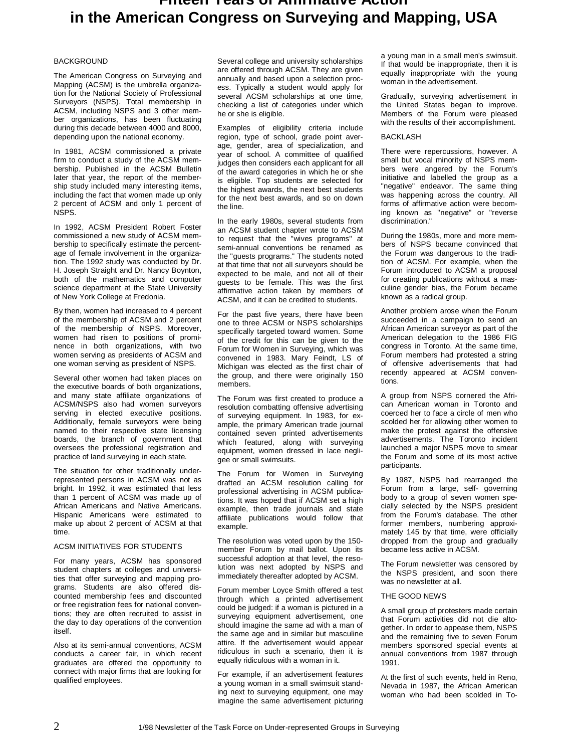# Fifteen Years of Affirmative Action in the American Congress on Surveying and Mapping, USA

BACKGROUND

The American Congress on Surveying and Mapping (ACSM) is the umbrella organization for the National Society of Professional Surveyors (NSPS). Total membership in ACSM, including NSPS and 3 other member organizations, has been fluctuating during this decade between 4000 and 8000, depending upon the national economy.

In 1981, ACSM commissioned a private firm to conduct a study of the ACSM membership. Published in the ACSM Bulletin later that year, the report of the membership study included many interesting items, including the fact that women made up only 2 percent of ACSM and only 1 percent of NSPS.

In 1992, ACSM President Robert Foster commissioned a new study of ACSM membership to specifically estimate the percentage of female involvement in the organization. The 1992 study was conducted by Dr. H. Joseph Straight and Dr. Nancy Boynton, both of the mathematics and computer science department at the State University of New York College at Fredonia.

By then, women had increased to 4 percent of the membership of ACSM and 2 percent of the membership of NSPS. Moreover, women had risen to positions of prominence in both organizations, with two women serving as presidents of ACSM and one woman serving as president of NSPS.

Several other women had taken places on the executive boards of both organizations, and many state affiliate organizations of ACSM/NSPS also had women surveyors serving in elected executive positions. Additionally, female surveyors were being named to their respective state licensing boards, the branch of government that oversees the professional registration and practice of land surveying in each state.

The situation for other traditionally underrepresented persons in ACSM was not as bright. In 1992, it was estimated that less than 1 percent of ACSM was made up of African Americans and Native Americans. Hispanic Americans were estimated to make up about 2 percent of ACSM at that time.

ACSM INITIATIVES FOR STUDENTS

For many years, ACSM has sponsored student chapters at colleges and universities that offer surveying and mapping programs. Students are also offered discounted membership fees and discounted or free registration fees for national conventions; they are often recruited to assist in the day to day operations of the convention itself.

Also at its semi-annual conventions, ACSM conducts a career fair, in which recent graduates are offered the opportunity to connect with major firms that are looking for qualified employees.

Several college and university scholarships are offered through ACSM. They are given annually and based upon a selection process. Typically a student would apply for several ACSM scholarships at one time, checking a list of categories under which he or she is eligible.

Examples of eligibility criteria include region, type of school, grade point average, gender, area of specialization, and year of school. A committee of qualified judges then considers each applicant for all of the award categories in which he or she is eligible. Top students are selected for the highest awards, the next best students for the next best awards, and so on down the line.

In the early 1980s, several students from an ACSM student chapter wrote to ACSM to request that the "wives programs" at semi-annual conventions be renamed as the "guests programs." The students noted at that time that not all surveyors should be expected to be male, and not all of their guests to be female. This was the first affirmative action taken by members of ACSM, and it can be credited to students.

For the past five years, there have been one to three ACSM or NSPS scholarships specifically targeted toward women. Some of the credit for this can be given to the Forum for Women in Surveying, which was convened in 1983. Mary Feindt, LS of Michigan was elected as the first chair of the group, and there were originally 150 members.

The Forum was first created to produce a resolution combatting offensive advertising of surveying equipment. In 1983, for example, the primary American trade journal contained seven printed advertisements which featured, along with surveying equipment, women dressed in lace negligee or small swimsuits.

The Forum for Women in Surveying drafted an ACSM resolution calling for professional advertising in ACSM publications. It was hoped that if ACSM set a high example, then trade journals and state affiliate publications would follow that example.

The resolution was voted upon by the 150-member Forum by mail ballot. Upon its successful adoption at that level, the resolution was next adopted by NSPS and immediately thereafter adopted by ACSM.

Forum member Loyce Smith offered a test through which a printed advertisement could be judged: if a woman is pictured in a surveying equipment advertisement, one should imagine the same ad with a man of the same age and in similar but masculine attire. If the advertisement would appear ridiculous in such a scenario, then it is equally ridiculous with a woman in it.

For example, if an advertisement features a young woman in a small swimsuit standing next to surveying equipment, one may imagine the same advertisement picturing a young man in a small men's swimsuit. If that would be inappropriate, then it is equally inappropriate with the young woman in the advertisement.

Gradually, surveying advertisement in the United States began to improve. Members of the Forum were pleased with the results of their accomplishment.

BACKLASH

There were repercussions, however. A small but vocal minority of NSPS members were angered by the Forum's initiative and labelled the group as a "negative" endeavor. The same thing was happening across the country. All forms of affirmative action were becoming known as "negative" or "reverse discrimination."

During the 1980s, more and more members of NSPS became convinced that the Forum was dangerous to the tradition of ACSM. For example, when the Forum introduced to ACSM a proposal for creating publications without a masculine gender bias, the Forum became known as a radical group.

Another problem arose when the Forum succeeded in a campaign to send an African American surveyor as part of the American delegation to the 1986 FIG congress in Toronto. At the same time, Forum members had protested a string of offensive advertisements that had recently appeared at ACSM conventions.

A group from NSPS cornered the African American woman in Toronto and coerced her to face a circle of men who scolded her for allowing other women to make the protest against the offensive advertisements. The Toronto incident launched a major NSPS move to smear the Forum and some of its most active participants.

By 1987, NSPS had rearranged the Forum from a large, self- governing body to a group of seven women specially selected by the NSPS president from the Forum's database. The other former members, numbering approximately 145 by that time, were officially dropped from the group and gradually became less active in ACSM.

The Forum newsletter was censored by the NSPS president, and soon there was no newsletter at all.

THE GOOD NEWS

A small group of protesters made certain that Forum activities did not die altogether. In order to appease them, NSPS and the remaining five to seven Forum members sponsored special events at annual conventions from 1987 through 1991.

At the first of such events, held in Reno, Nevada in 1987, the African American woman who had been scolded in To-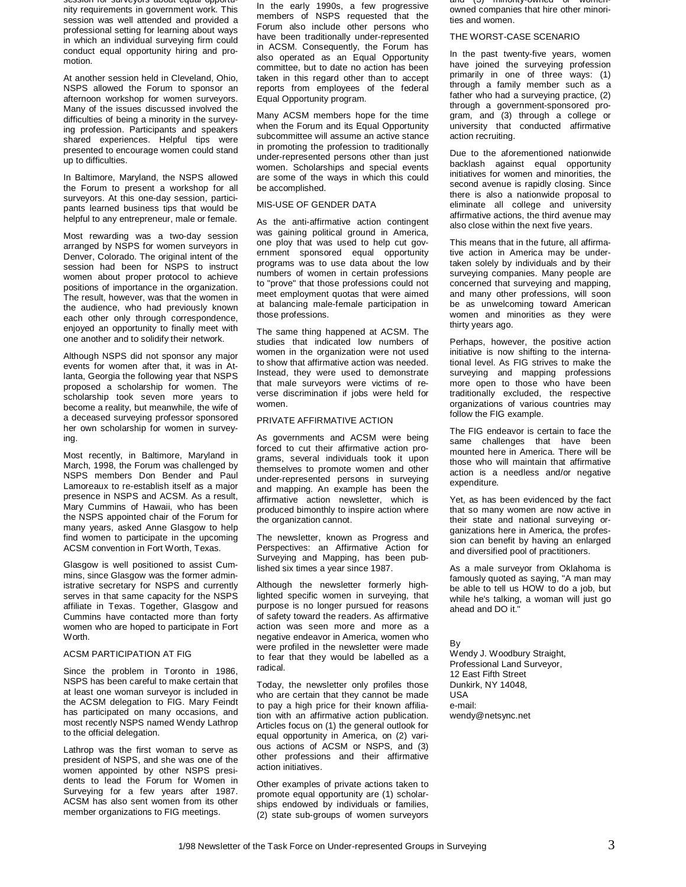session for surveyors about equal opportunity requirements in government work. This session was well attended and provided a professional setting for learning about ways in which an individual surveying firm could conduct equal opportunity hiring and promotion.

At another session held in Cleveland, Ohio, NSPS allowed the Forum to sponsor an afternoon workshop for women surveyors. Many of the issues discussed involved the difficulties of being a minority in the surveying profession. Participants and speakers shared experiences. Helpful tips were presented to encourage women could stand up to difficulties.

In Baltimore, Maryland, the NSPS allowed the Forum to present a workshop for all surveyors. At this one-day session, participants learned business tips that would be helpful to any entrepreneur, male or female.

Most rewarding was a two-day session arranged by NSPS for women surveyors in Denver, Colorado. The original intent of the session had been for NSPS to instruct women about proper protocol to achieve positions of importance in the organization. The result, however, was that the women in the audience, who had previously known each other only through correspondence, enjoyed an opportunity to finally meet with one another and to solidify their network.

Although NSPS did not sponsor any major events for women after that, it was in Atlanta, Georgia the following year that NSPS proposed a scholarship for women. The scholarship took seven more years to become a reality, but meanwhile, the wife of a deceased surveying professor sponsored her own scholarship for women in surveying.

Most recently, in Baltimore, Maryland in March, 1998, the Forum was challenged by NSPS members Don Bender and Paul Lamoreaux to re-establish itself as a major presence in NSPS and ACSM. As a result, Mary Cummins of Hawaii, who has been the NSPS appointed chair of the Forum for many years, asked Anne Glasgow to help find women to participate in the upcoming ACSM convention in Fort Worth, Texas.

Glasgow is well positioned to assist Cummins, since Glasgow was the former administrative secretary for NSPS and currently serves in that same capacity for the NSPS affiliate in Texas. Together, Glasgow and Cummins have contacted more than forty women who are hoped to participate in Fort Worth.

## ACSM PARTICIPATION AT FIG

Since the problem in Toronto in 1986, NSPS has been careful to make certain that at least one woman surveyor is included in the ACSM delegation to FIG. Mary Feindt has participated on many occasions, and most recently NSPS named Wendy Lathrop to the official delegation.

Lathrop was the first woman to serve as president of NSPS, and she was one of the women appointed by other NSPS presidents to lead the Forum for Women in Surveying for a few years after 1987. ACSM has also sent women from its other member organizations to FIG meetings.

In the early 1990s, a few progressive members of NSPS requested that the Forum also include other persons who have been traditionally under-represented in ACSM. Consequently, the Forum has also operated as an Equal Opportunity committee, but to date no action has been taken in this regard other than to accept reports from employees of the federal Equal Opportunity program.

Many ACSM members hope for the time when the Forum and its Equal Opportunity subcommittee will assume an active stance in promoting the profession to traditionally under-represented persons other than just women. Scholarships and special events are some of the ways in which this could be accomplished.

## MIS-USE OF GENDER DATA

As the anti-affirmative action contingent was gaining political ground in America, one ploy that was used to help cut government sponsored equal opportunity programs was to use data about the low numbers of women in certain professions to "prove" that those professions could not meet employment quotas that were aimed at balancing male-female participation in those professions.

The same thing happened at ACSM. The studies that indicated low numbers of women in the organization were not used to show that affirmative action was needed. Instead, they were used to demonstrate that male surveyors were victims of reverse discrimination if jobs were held for women.

## PRIVATE AFFIRMATIVE ACTION

As governments and ACSM were being forced to cut their affirmative action programs, several individuals took it upon themselves to promote women and other under-represented persons in surveying and mapping. An example has been the affirmative action newsletter, which is produced bimonthly to inspire action where the organization cannot.

The newsletter, known as Progress and Perspectives: an Affirmative Action for Surveying and Mapping, has been published six times a year since 1987.

Although the newsletter formerly highlighted specific women in surveying, that purpose is no longer pursued for reasons of safety toward the readers. As affirmative action was seen more and more as a negative endeavor in America, women who were profiled in the newsletter were made to fear that they would be labelled as a radical.

Today, the newsletter only profiles those who are certain that they cannot be made to pay a high price for their known affiliation with an affirmative action publication. Articles focus on (1) the general outlook for equal opportunity in America, on (2) various actions of ACSM or NSPS, and (3) other professions and their affirmative action initiatives.

Other examples of private actions taken to promote equal opportunity are (1) scholarships endowed by individuals or families, (2) state sub-groups of women surveyors and (3) minority-owned or women-owned companies that hire other minorities and women.

## THE WORST-CASE SCENARIO

In the past twenty-five years, women have joined the surveying profession primarily in one of three ways: (1) through a family member such as a father who had a surveying practice, (2) through a government-sponsored program, and (3) through a college or university that conducted affirmative action recruiting.

Due to the aforementioned nationwide backlash against equal opportunity initiatives for women and minorities, the second avenue is rapidly closing. Since there is also a nationwide proposal to eliminate all college and university affirmative actions, the third avenue may also close within the next five years.

This means that in the future, all affirmative action in America may be undertaken solely by individuals and by their surveying companies. Many people are concerned that surveying and mapping, and many other professions, will soon be as unwelcoming toward American women and minorities as they were thirty years ago.

Perhaps, however, the positive action initiative is now shifting to the international level. As FIG strives to make the surveying and mapping professions more open to those who have been traditionally excluded, the respective organizations of various countries may follow the FIG example.

The FIG endeavor is certain to face the same challenges that have been mounted here in America. There will be those who will maintain that affirmative action is a needless and/or negative expenditure.

Yet, as has been evidenced by the fact that so many women are now active in their state and national surveying organizations here in America, the profession can benefit by having an enlarged and diversified pool of practitioners.

As a male surveyor from Oklahoma is famously quoted as saying, "A man may be able to tell us HOW to do a job, but while he's talking, a woman will just go ahead and DO it."

By  
Wendy J. Woodbury Straight,  
Professional Land Surveyor,  
12 East Fifth Street  
Dunkirk, NY 14048,  
USA  
e-mail:  
wendy@netsync.net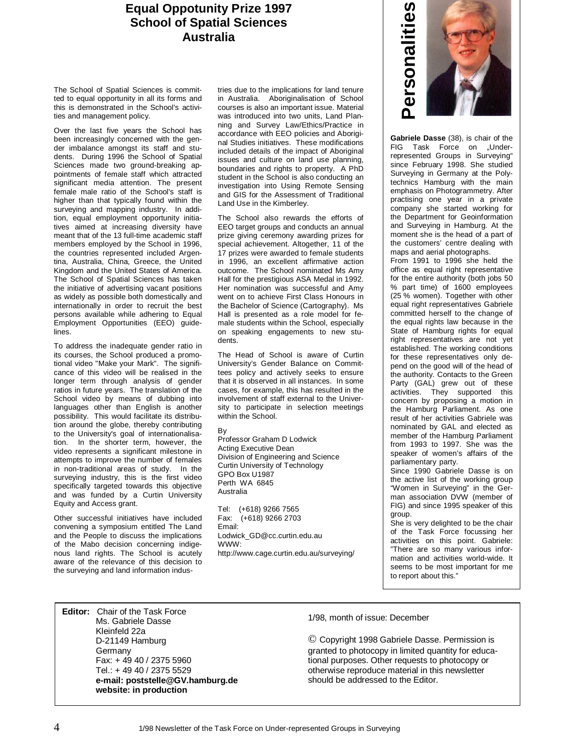# Equal Oppotunity Prize 1997
## School of Spatial Sciences
## Australia

The School of Spatial Sciences is committed to equal opportunity in all its forms and this is demonstrated in the School's activities and management policy.

Over the last five years the School has been increasingly concerned with the gender imbalance amongst its staff and students. During 1996 the School of Spatial Sciences made two ground-breaking appointments of female staff which attracted significant media attention. The present female male ratio of the School's staff is higher than that typically found within the surveying and mapping industry. In addition, equal employment opportunity initiatives aimed at increasing diversity have meant that of the 13 full-time academic staff members employed by the School in 1996, the countries represented included Argentina, Australia, China, Greece, the United Kingdom and the United States of America. The School of Spatial Sciences has taken the initiative of advertising vacant positions as widely as possible both domestically and internationally in order to recruit the best persons available while adhering to Equal Employment Opportunities (EEO) guidelines.

To address the inadequate gender ratio in its courses, the School produced a promotional video "Make your Mark". The significance of this video will be realised in the longer term through analysis of gender ratios in future years. The translation of the School video by means of dubbing into languages other than English is another possibility. This would facilitate its distribution around the globe, thereby contributing to the University's goal of internationalisation. In the shorter term, however, the video represents a significant milestone in attempts to improve the number of females in non-traditional areas of study. In the surveying industry, this is the first video specifically targeted towards this objective and was funded by a Curtin University Equity and Access grant.

Other successful initiatives have included convening a symposium entitled The Land and the People to discuss the implications of the Mabo decision concerning indigenous land rights. The School is acutely aware of the relevance of this decision to the surveying and land information industries due to the implications for land tenure in Australia. Aboriginalisation of School courses is also an important issue. Material was introduced into two units, Land Planning and Survey Law/Ethics/Practice in accordance with EEO policies and Aboriginal Studies initiatives. These modifications included details of the impact of Aboriginal issues and culture on land use planning, boundaries and rights to property. A PhD student in the School is also conducting an investigation into Using Remote Sensing and GIS for the Assessment of Traditional Land Use in the Kimberley.

The School also rewards the efforts of EEO target groups and conducts an annual prize giving ceremony awarding prizes for special achievement. Altogether, 11 of the 17 prizes were awarded to female students in 1996, an excellent affirmative action outcome. The School nominated Ms Amy Hall for the prestigious ASA Medal in 1992. Her nomination was successful and Amy went on to achieve First Class Honours in the Bachelor of Science (Cartography). Ms Hall is presented as a role model for female students within the School, especially on speaking engagements to new students.

The Head of School is aware of Curtin University's Gender Balance on Committees policy and actively seeks to ensure that it is observed in all instances. In some cases, for example, this has resulted in the involvement of staff external to the University to participate in selection meetings within the School.

By
Professor Graham D Lodwick
Acting Executive Dean
Division of Engineering and Science
Curtin University of Technology
GPO Box U1987
Perth WA 6845
Australia

Tel: (+618) 9266 7565
Fax: (+618) 9266 2703
Email:
Lodwick_GD@cc.curtin.edu.au
WWW:
http://www.cage.curtin.edu.au/surveying/

## Personalities

**Gabriele Dasse** (38), is chair of the FIG Task Force on „Under-represented Groups in Surveying“ since February 1998. She studied Surveying in Germany at the Polytechnics Hamburg with the main emphasis on Photogrammetry. After practising one year in a private company she started working for the Department for Geoinformation and Surveying in Hamburg. At the moment she is the head of a part of the customers' centre dealing with maps and aerial photographs.
From 1991 to 1996 she held the office as equal right representative for the entire authority (both jobs 50 % part time) of 1600 employees (25 % women). Together with other equal right representatives Gabriele committed herself to the change of the equal rights law because in the State of Hamburg rights for equal right representatives are not yet established. The working conditions for these representatives only depend on the good will of the head of the authority. Contacts to the Green Party (GAL) grew out of these activities. They supported this concern by proposing a motion in the Hamburg Parliament. As one result of her activities Gabriele was nominated by GAL and elected as member of the Hamburg Parliament from 1993 to 1997. She was the speaker of women's affairs of the parliamentary party.
Since 1990 Gabriele Dasse is on the active list of the working group "Women in Surveying" in the German association DVW (member of FIG) and since 1995 speaker of this group.
She is very delighted to be the chair of the Task Force focussing her activities on this point. Gabriele: "There are so many various information and activities world-wide. It seems to be most important for me to report about this."

---

**Editor:** Chair of the Task Force
Ms. Gabriele Dasse
Kleinfeld 22a
D-21149 Hamburg
Germany
Fax: + 49 40 / 2375 5960
Tel.: + 49 40 / 2375 5529
**e-mail: poststelle@GV.hamburg.de**
**website: in production**

1/98, month of issue: December

© Copyright 1998 Gabriele Dasse. Permission is granted to photocopy in limited quantity for educational purposes. Other requests to photocopy or otherwise reproduce material in this newsletter should be addressed to the Editor.